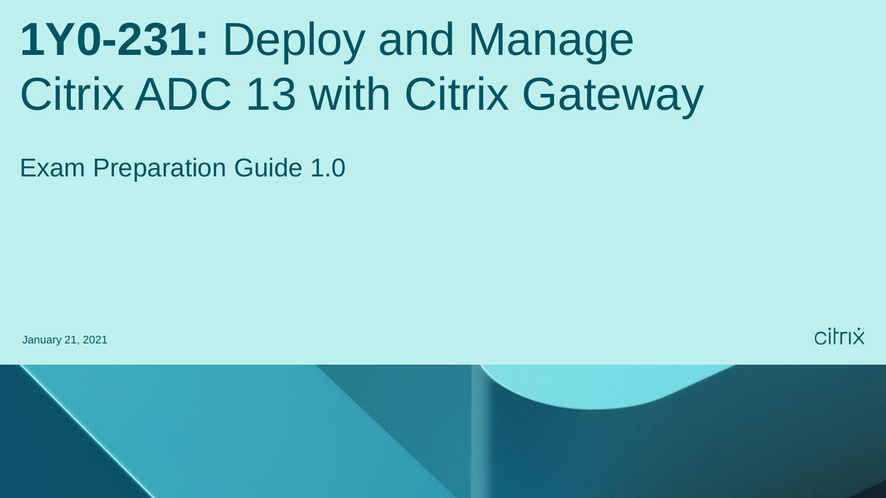# **1Y0-231:** Deploy and Manage Citrix ADC 13 with Citrix Gateway

Exam Preparation Guide 1.0

January 21, 2021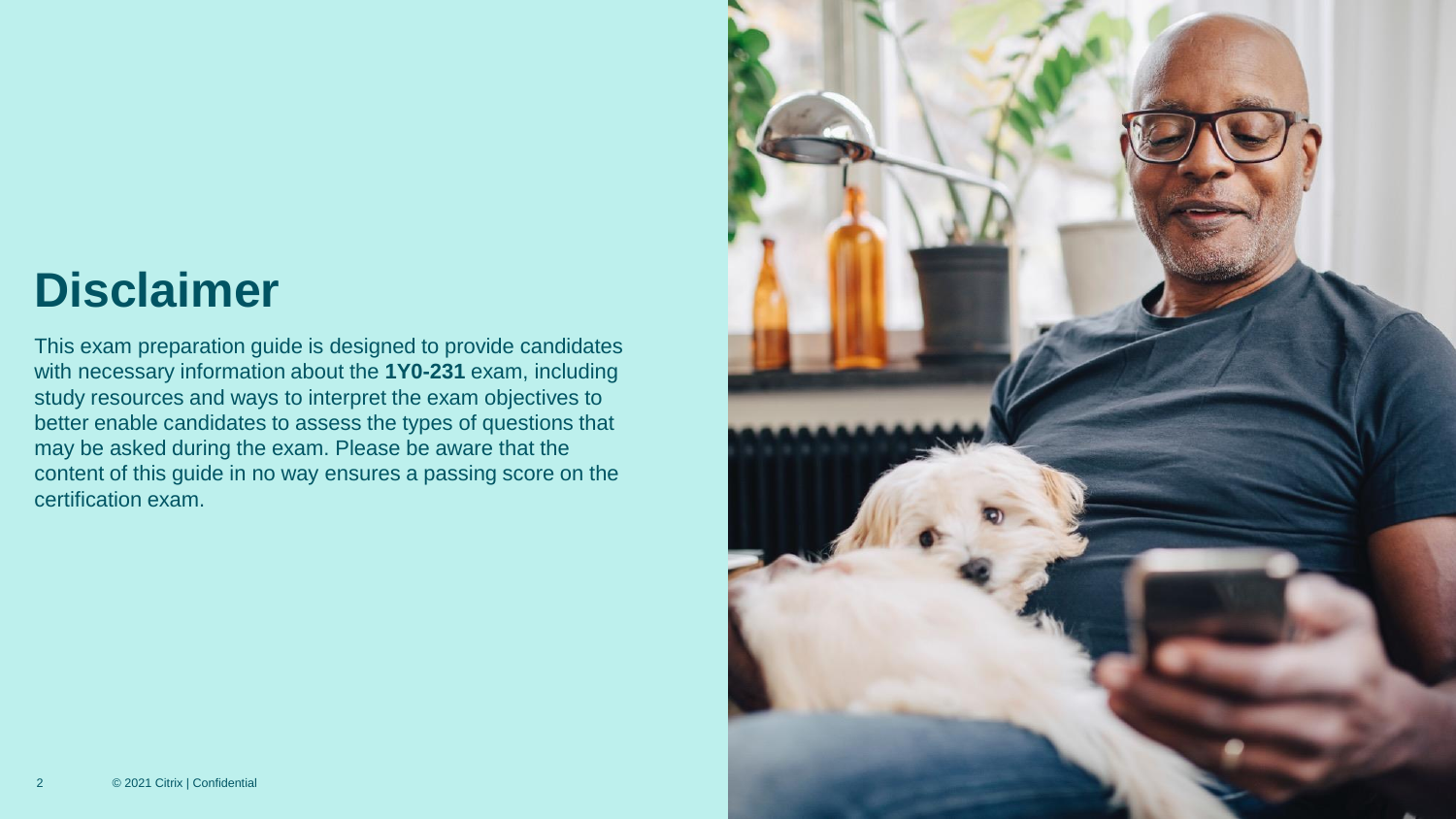# Disclaimer

This exam preparation guide is designed to provide candidates with necessary information about the **1Y0-231** exam, including study resources and ways to interpret the exam objectives to better enable candidates to assess the types of questions that may be asked during the exam. Please be aware that the content of this guide in no way ensures a passing score on the certification exam.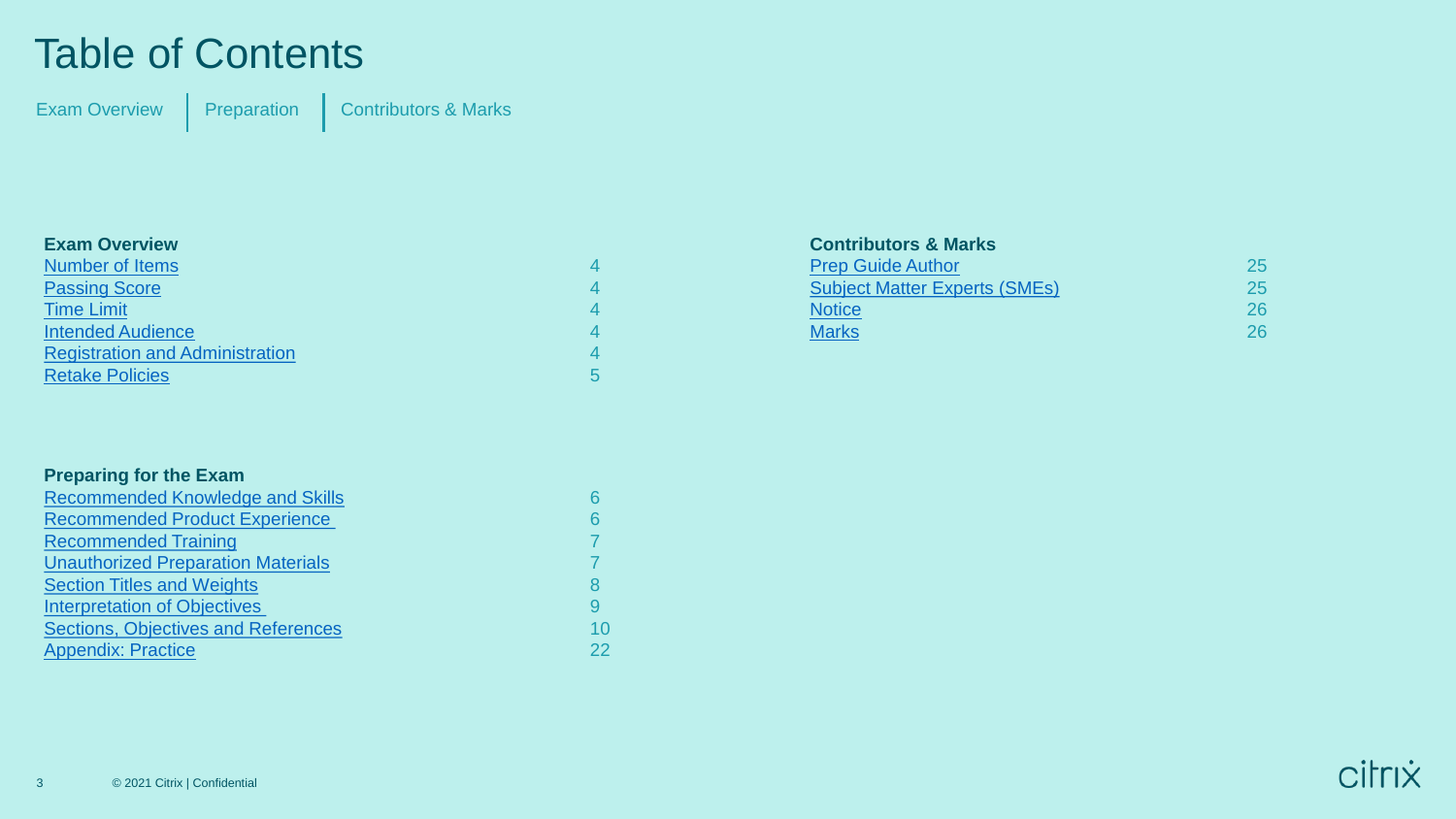# Table of Contents

Exam Overview | Preparation | Contributors & Marks

**Exam Overview**

| | |
|---|---|
| Number of Items | 4 |
| Passing Score | 4 |
| Time Limit | 4 |
| Intended Audience | 4 |
| Registration and Administration | 4 |
| Retake Policies | 5 |

**Preparing for the Exam**

| | |
|---|---|
| Recommended Knowledge and Skills | 6 |
| Recommended Product Experience | 6 |
| Recommended Training | 7 |
| Unauthorized Preparation Materials | 7 |
| Section Titles and Weights | 8 |
| Interpretation of Objectives | 9 |
| Sections, Objectives and References | 10 |
| Appendix: Practice | 22 |

**Contributors & Marks**

| | |
|---|---|
| Prep Guide Author | 25 |
| Subject Matter Experts (SMEs) | 25 |
| Notice | 26 |
| Marks | 26 |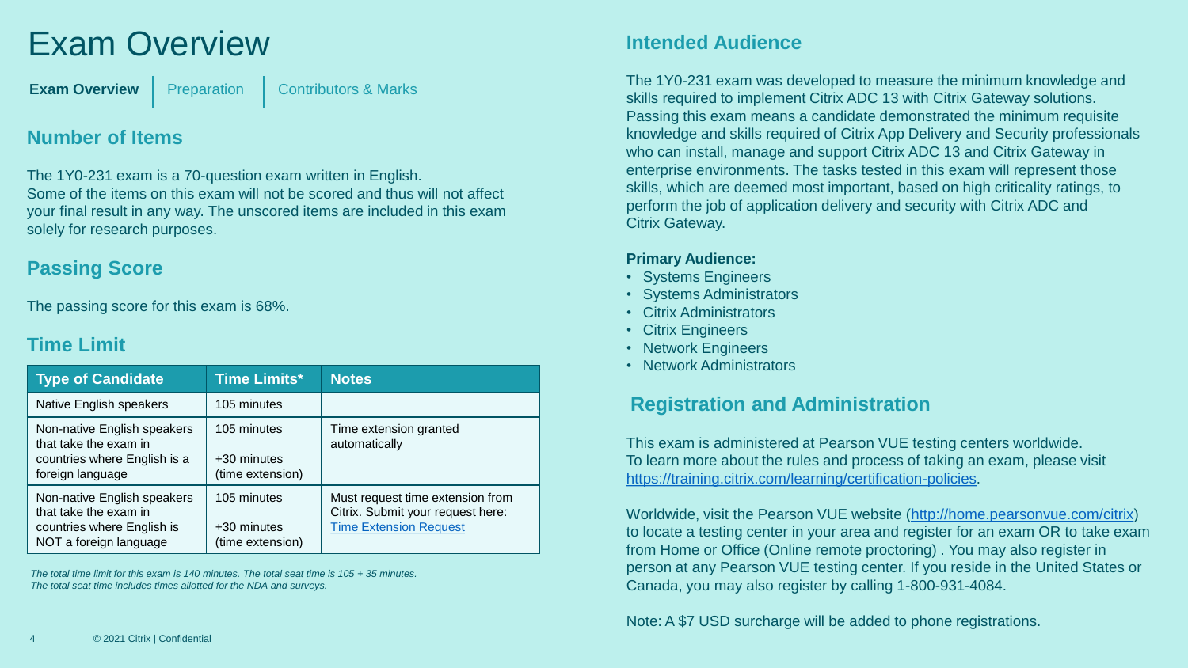# Exam Overview

**Exam Overview** | Preparation | Contributors & Marks

## Number of Items

The 1Y0-231 exam is a 70-question exam written in English.
Some of the items on this exam will not be scored and thus will not affect your final result in any way. The unscored items are included in this exam solely for research purposes.

## Passing Score

The passing score for this exam is 68%.

## Time Limit

| Type of Candidate | Time Limits* | Notes |
|---|---|---|
| Native English speakers | 105 minutes | |
| Non-native English speakers that take the exam in countries where English is a foreign language | 105 minutes<br><br>+30 minutes (time extension) | Time extension granted automatically |
| Non-native English speakers that take the exam in countries where English is NOT a foreign language | 105 minutes<br><br>+30 minutes (time extension) | Must request time extension from Citrix. Submit your request here: [Time Extension Request]() |

*The total time limit for this exam is 140 minutes. The total seat time is 105 + 35 minutes.*
*The total seat time includes times allotted for the NDA and surveys.*

## Intended Audience

The 1Y0-231 exam was developed to measure the minimum knowledge and skills required to implement Citrix ADC 13 with Citrix Gateway solutions. Passing this exam means a candidate demonstrated the minimum requisite knowledge and skills required of Citrix App Delivery and Security professionals who can install, manage and support Citrix ADC 13 and Citrix Gateway in enterprise environments. The tasks tested in this exam will represent those skills, which are deemed most important, based on high criticality ratings, to perform the job of application delivery and security with Citrix ADC and Citrix Gateway.

**Primary Audience:**

- Systems Engineers
- Systems Administrators
- Citrix Administrators
- Citrix Engineers
- Network Engineers
- Network Administrators

## Registration and Administration

This exam is administered at Pearson VUE testing centers worldwide.
To learn more about the rules and process of taking an exam, please visit https://training.citrix.com/learning/certification-policies.

Worldwide, visit the Pearson VUE website (http://home.pearsonvue.com/citrix) to locate a testing center in your area and register for an exam OR to take exam from Home or Office (Online remote proctoring) . You may also register in person at any Pearson VUE testing center. If you reside in the United States or Canada, you may also register by calling 1-800-931-4084.

Note: A $7 USD surcharge will be added to phone registrations.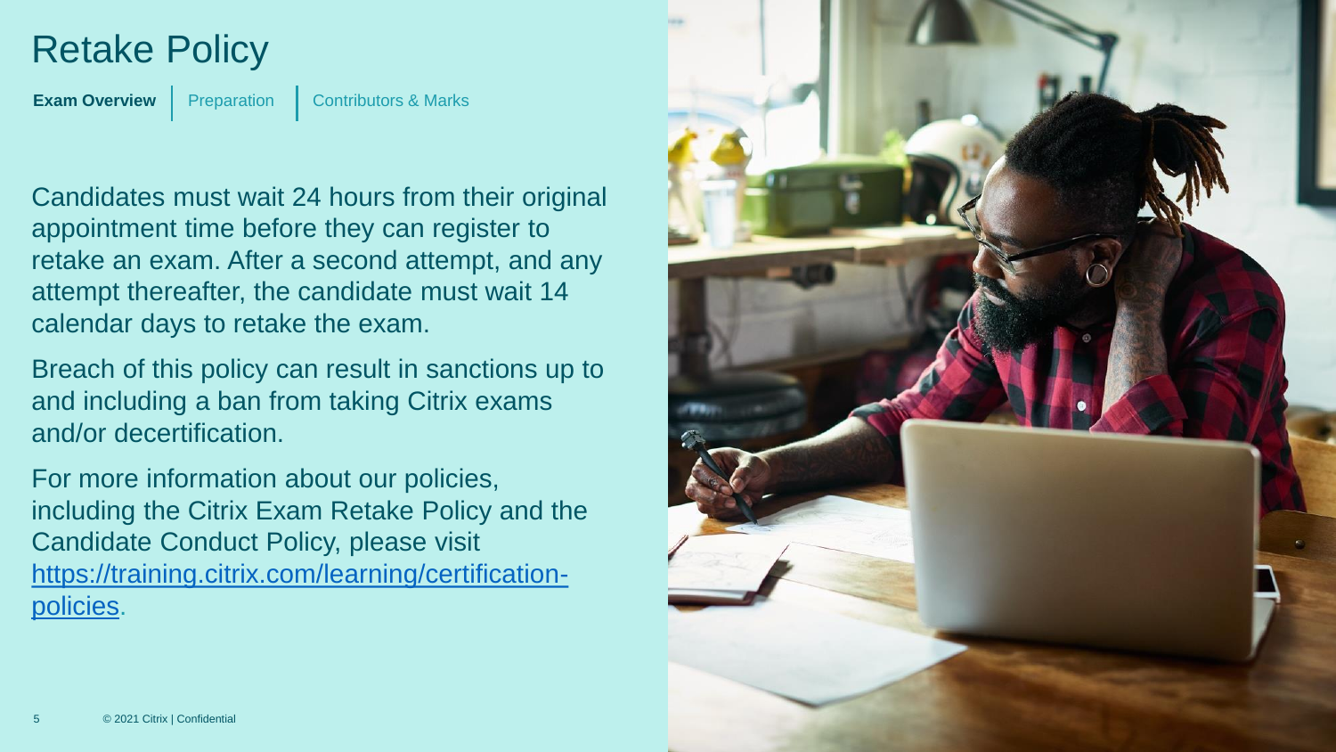# Retake Policy

**Exam Overview** | Preparation | Contributors & Marks

Candidates must wait 24 hours from their original appointment time before they can register to retake an exam. After a second attempt, and any attempt thereafter, the candidate must wait 14 calendar days to retake the exam.

Breach of this policy can result in sanctions up to and including a ban from taking Citrix exams and/or decertification.

For more information about our policies, including the Citrix Exam Retake Policy and the Candidate Conduct Policy, please visit [https://training.citrix.com/learning/certification-policies](https://training.citrix.com/learning/certification-policies).

© 2021 Citrix | Confidential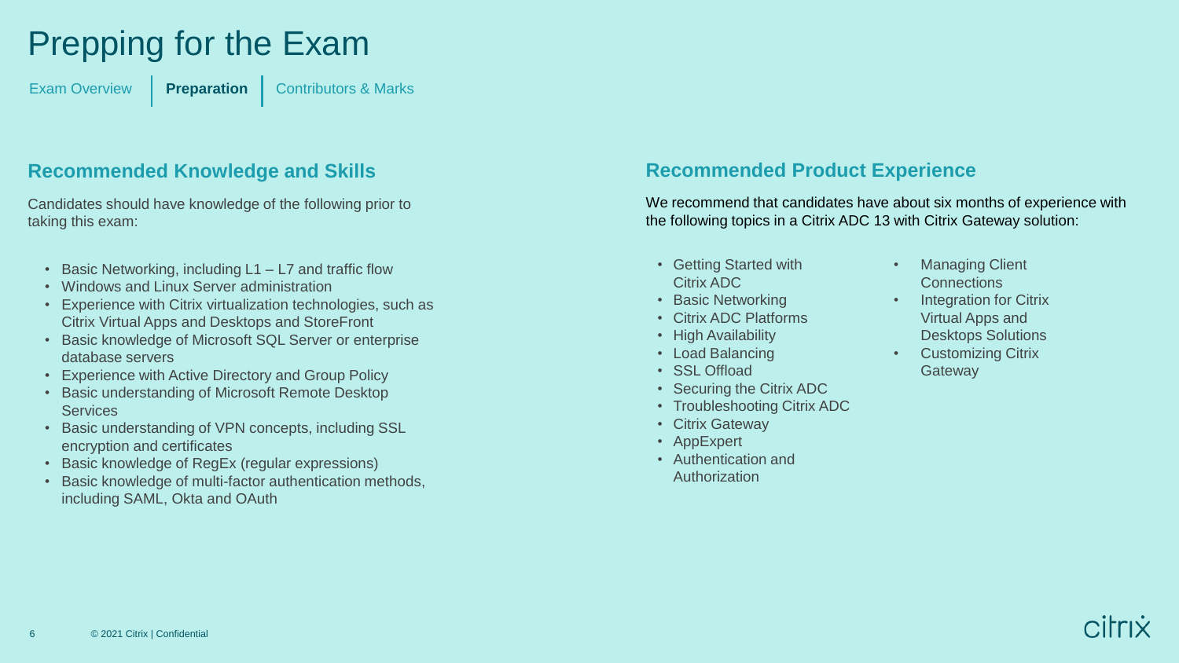# Prepping for the Exam

Exam Overview | **Preparation** | Contributors & Marks

## Recommended Knowledge and Skills

Candidates should have knowledge of the following prior to taking this exam:

- Basic Networking, including L1 – L7 and traffic flow
- Windows and Linux Server administration
- Experience with Citrix virtualization technologies, such as Citrix Virtual Apps and Desktops and StoreFront
- Basic knowledge of Microsoft SQL Server or enterprise database servers
- Experience with Active Directory and Group Policy
- Basic understanding of Microsoft Remote Desktop Services
- Basic understanding of VPN concepts, including SSL encryption and certificates
- Basic knowledge of RegEx (regular expressions)
- Basic knowledge of multi-factor authentication methods, including SAML, Okta and OAuth

## Recommended Product Experience

We recommend that candidates have about six months of experience with the following topics in a Citrix ADC 13 with Citrix Gateway solution:

- Getting Started with Citrix ADC
- Basic Networking
- Citrix ADC Platforms
- High Availability
- Load Balancing
- SSL Offload
- Securing the Citrix ADC
- Troubleshooting Citrix ADC
- Citrix Gateway
- AppExpert
- Authentication and Authorization
- Managing Client Connections
- Integration for Citrix Virtual Apps and Desktops Solutions
- Customizing Citrix Gateway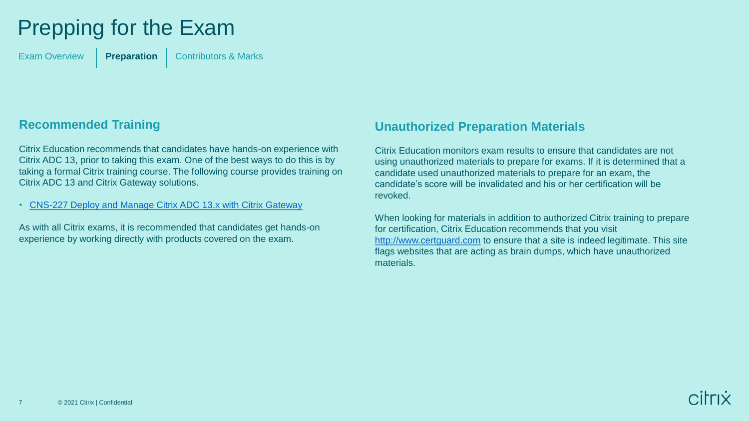# Prepping for the Exam

Exam Overview | **Preparation** | Contributors & Marks

## Recommended Training

Citrix Education recommends that candidates have hands-on experience with Citrix ADC 13, prior to taking this exam. One of the best ways to do this is by taking a formal Citrix training course. The following course provides training on Citrix ADC 13 and Citrix Gateway solutions.

- CNS-227 Deploy and Manage Citrix ADC 13.x with Citrix Gateway

As with all Citrix exams, it is recommended that candidates get hands-on experience by working directly with products covered on the exam.

## Unauthorized Preparation Materials

Citrix Education monitors exam results to ensure that candidates are not using unauthorized materials to prepare for exams. If it is determined that a candidate used unauthorized materials to prepare for an exam, the candidate's score will be invalidated and his or her certification will be revoked.

When looking for materials in addition to authorized Citrix training to prepare for certification, Citrix Education recommends that you visit http://www.certguard.com to ensure that a site is indeed legitimate. This site flags websites that are acting as brain dumps, which have unauthorized materials.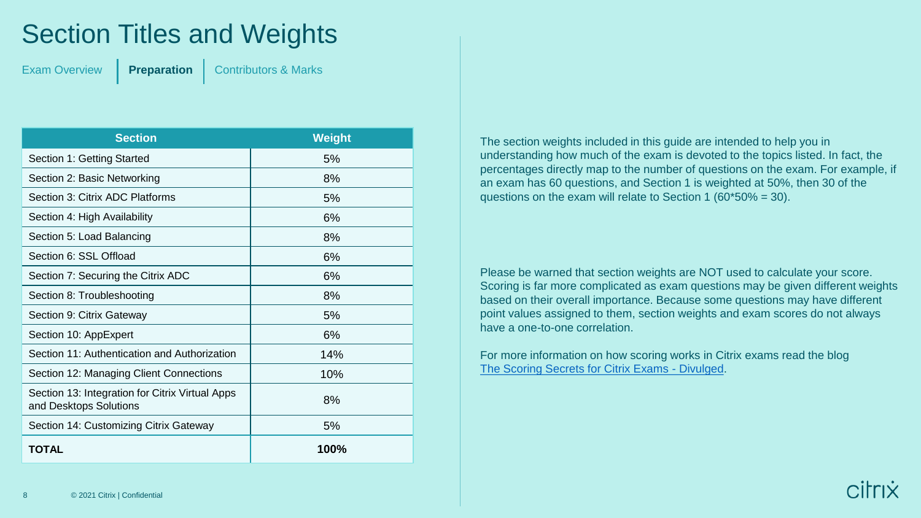# Section Titles and Weights

Exam Overview | **Preparation** | Contributors & Marks

| Section | Weight |
|---|---|
| Section 1: Getting Started | 5% |
| Section 2: Basic Networking | 8% |
| Section 3: Citrix ADC Platforms | 5% |
| Section 4: High Availability | 6% |
| Section 5: Load Balancing | 8% |
| Section 6: SSL Offload | 6% |
| Section 7: Securing the Citrix ADC | 6% |
| Section 8: Troubleshooting | 8% |
| Section 9: Citrix Gateway | 5% |
| Section 10: AppExpert | 6% |
| Section 11: Authentication and Authorization | 14% |
| Section 12: Managing Client Connections | 10% |
| Section 13: Integration for Citrix Virtual Apps and Desktops Solutions | 8% |
| Section 14: Customizing Citrix Gateway | 5% |
| **TOTAL** | **100%** |

The section weights included in this guide are intended to help you in understanding how much of the exam is devoted to the topics listed. In fact, the percentages directly map to the number of questions on the exam. For example, if an exam has 60 questions, and Section 1 is weighted at 50%, then 30 of the questions on the exam will relate to Section 1 (60*50% = 30).

Please be warned that section weights are NOT used to calculate your score. Scoring is far more complicated as exam questions may be given different weights based on their overall importance. Because some questions may have different point values assigned to them, section weights and exam scores do not always have a one-to-one correlation.

For more information on how scoring works in Citrix exams read the blog The Scoring Secrets for Citrix Exams - Divulged.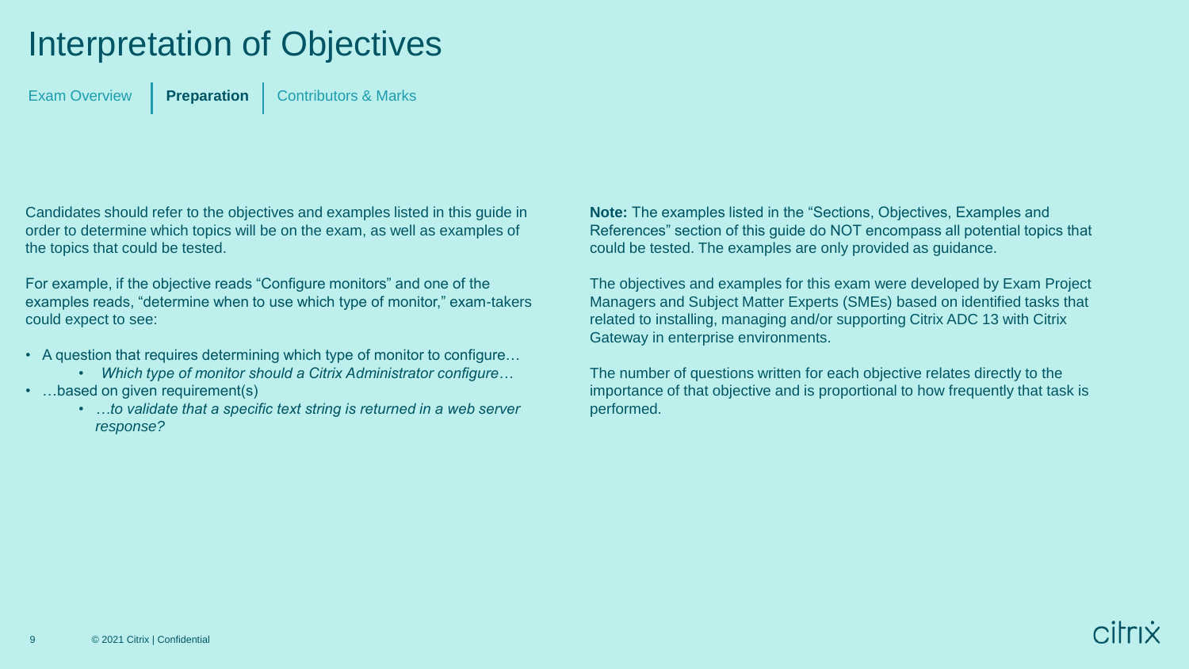# Interpretation of Objectives

Exam Overview | **Preparation** | Contributors & Marks

Candidates should refer to the objectives and examples listed in this guide in order to determine which topics will be on the exam, as well as examples of the topics that could be tested.

For example, if the objective reads "Configure monitors" and one of the examples reads, "determine when to use which type of monitor," exam-takers could expect to see:

- A question that requires determining which type of monitor to configure…
  - *Which type of monitor should a Citrix Administrator configure…*
- …based on given requirement(s)
  - *…to validate that a specific text string is returned in a web server response?*

**Note:** The examples listed in the "Sections, Objectives, Examples and References" section of this guide do NOT encompass all potential topics that could be tested. The examples are only provided as guidance.

The objectives and examples for this exam were developed by Exam Project Managers and Subject Matter Experts (SMEs) based on identified tasks that related to installing, managing and/or supporting Citrix ADC 13 with Citrix Gateway in enterprise environments.

The number of questions written for each objective relates directly to the importance of that objective and is proportional to how frequently that task is performed.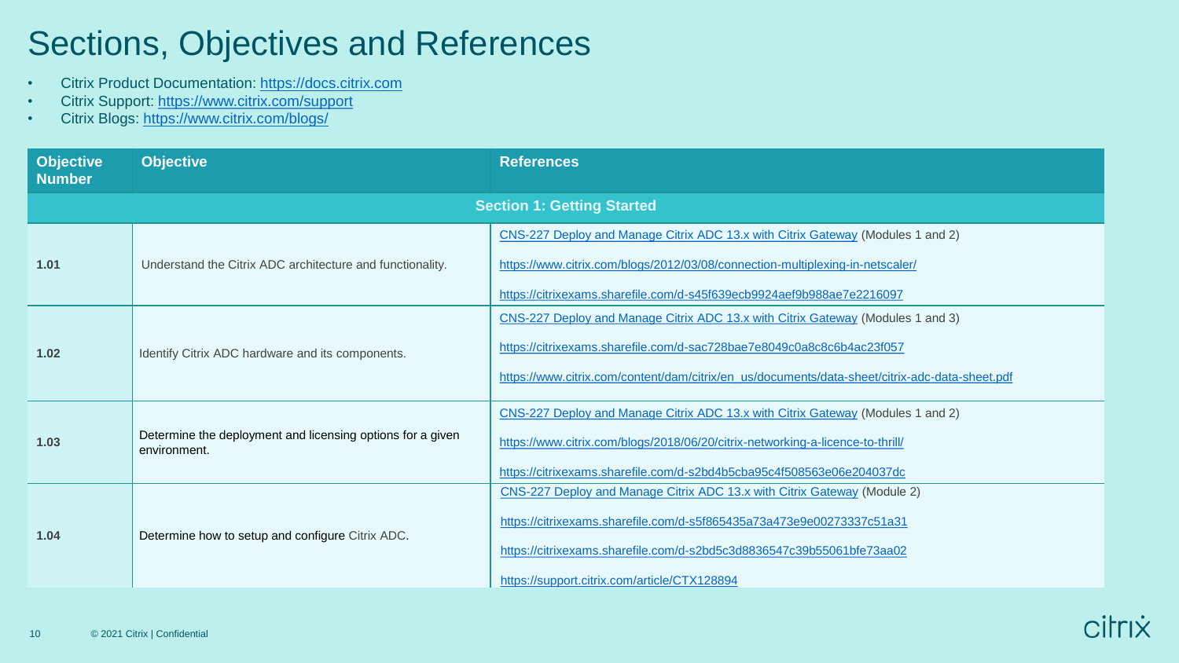# Sections, Objectives and References

- Citrix Product Documentation: https://docs.citrix.com
- Citrix Support: https://www.citrix.com/support
- Citrix Blogs: https://www.citrix.com/blogs/

| Objective Number | Objective | References |
|---|---|---|
| **Section 1: Getting Started** | | |
| 1.01 | Understand the Citrix ADC architecture and functionality. | CNS-227 Deploy and Manage Citrix ADC 13.x with Citrix Gateway (Modules 1 and 2)<br>https://www.citrix.com/blogs/2012/03/08/connection-multiplexing-in-netscaler/<br>https://citrixexams.sharefile.com/d-s45f639ecb9924aef9b988ae7e2216097 |
| 1.02 | Identify Citrix ADC hardware and its components. | CNS-227 Deploy and Manage Citrix ADC 13.x with Citrix Gateway (Modules 1 and 3)<br>https://citrixexams.sharefile.com/d-sac728bae7e8049c0a8c8c6b4ac23f057<br>https://www.citrix.com/content/dam/citrix/en_us/documents/data-sheet/citrix-adc-data-sheet.pdf |
| 1.03 | Determine the deployment and licensing options for a given environment. | CNS-227 Deploy and Manage Citrix ADC 13.x with Citrix Gateway (Modules 1 and 2)<br>https://www.citrix.com/blogs/2018/06/20/citrix-networking-a-licence-to-thrill/<br>https://citrixexams.sharefile.com/d-s2bd4b5cba95c4f508563e06e204037dc |
| 1.04 | Determine how to setup and configure Citrix ADC. | CNS-227 Deploy and Manage Citrix ADC 13.x with Citrix Gateway (Module 2)<br>https://citrixexams.sharefile.com/d-s5f865435a73a473e9e00273337c51a31<br>https://citrixexams.sharefile.com/d-s2bd5c3d8836547c39b55061bfe73aa02<br>https://support.citrix.com/article/CTX128894 |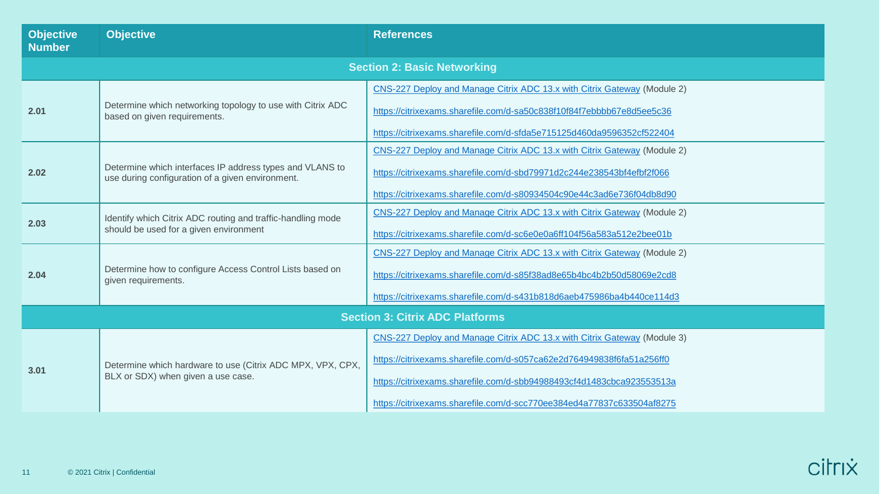| Objective Number | Objective | References |
|---|---|---|
| **Section 2: Basic Networking** | | |
| **2.01** | Determine which networking topology to use with Citrix ADC based on given requirements. | CNS-227 Deploy and Manage Citrix ADC 13.x with Citrix Gateway (Module 2)<br>https://citrixexams.sharefile.com/d-sa50c838f10f84f7ebbbb67e8d5ee5c36<br>https://citrixexams.sharefile.com/d-sfda5e715125d460da9596352cf522404 |
| **2.02** | Determine which interfaces IP address types and VLANS to use during configuration of a given environment. | CNS-227 Deploy and Manage Citrix ADC 13.x with Citrix Gateway (Module 2)<br>https://citrixexams.sharefile.com/d-sbd79971d2c244e238543bf4efbf2f066<br>https://citrixexams.sharefile.com/d-s80934504c90e44c3ad6e736f04db8d90 |
| **2.03** | Identify which Citrix ADC routing and traffic-handling mode should be used for a given environment | CNS-227 Deploy and Manage Citrix ADC 13.x with Citrix Gateway (Module 2)<br>https://citrixexams.sharefile.com/d-sc6e0e0a6ff104f56a583a512e2bee01b |
| **2.04** | Determine how to configure Access Control Lists based on given requirements. | CNS-227 Deploy and Manage Citrix ADC 13.x with Citrix Gateway (Module 2)<br>https://citrixexams.sharefile.com/d-s85f38ad8e65b4bc4b2b50d58069e2cd8<br>https://citrixexams.sharefile.com/d-s431b818d6aeb475986ba4b440ce114d3 |
| **Section 3: Citrix ADC Platforms** | | |
| **3.01** | Determine which hardware to use (Citrix ADC MPX, VPX, CPX, BLX or SDX) when given a use case. | CNS-227 Deploy and Manage Citrix ADC 13.x with Citrix Gateway (Module 3)<br>https://citrixexams.sharefile.com/d-s057ca62e2d764949838f6fa51a256ff0<br>https://citrixexams.sharefile.com/d-sbb94988493cf4d1483cbca923553513a<br>https://citrixexams.sharefile.com/d-scc770ee384ed4a77837c633504af8275 |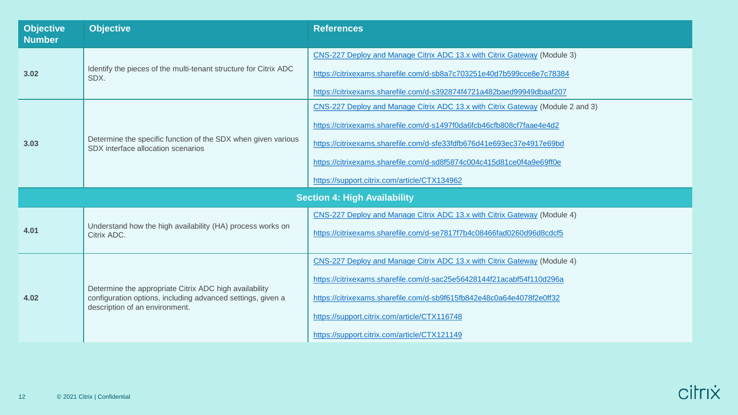| Objective Number | Objective | References |
|---|---|---|
| 3.02 | Identify the pieces of the multi-tenant structure for Citrix ADC SDX. | CNS-227 Deploy and Manage Citrix ADC 13.x with Citrix Gateway (Module 3)<br>https://citrixexams.sharefile.com/d-sb8a7c703251e40d7b599cce8e7c78384<br>https://citrixexams.sharefile.com/d-s392874f4721a482baed99949dbaaf207 |
| 3.03 | Determine the specific function of the SDX when given various SDX interface allocation scenarios | CNS-227 Deploy and Manage Citrix ADC 13.x with Citrix Gateway (Module 2 and 3)<br>https://citrixexams.sharefile.com/d-s1497f0da6fcb46cfb808cf7faae4e4d2<br>https://citrixexams.sharefile.com/d-sfe33fdfb676d41e693ec37e4917e69bd<br>https://citrixexams.sharefile.com/d-sd8f5874c004c415d81ce0f4a9e69ff0e<br>https://support.citrix.com/article/CTX134962 |
| **Section 4: High Availability** | | |
| 4.01 | Understand how the high availability (HA) process works on Citrix ADC. | CNS-227 Deploy and Manage Citrix ADC 13.x with Citrix Gateway (Module 4)<br>https://citrixexams.sharefile.com/d-se7817f7b4c08466fad0260d96d8cdcf5 |
| 4.02 | Determine the appropriate Citrix ADC high availability configuration options, including advanced settings, given a description of an environment. | CNS-227 Deploy and Manage Citrix ADC 13.x with Citrix Gateway (Module 4)<br>https://citrixexams.sharefile.com/d-sac25e56428144f21acabf54f110d296a<br>https://citrixexams.sharefile.com/d-sb9f615fb842e48c0a64e4078f2e0ff32<br>https://support.citrix.com/article/CTX116748<br>https://support.citrix.com/article/CTX121149 |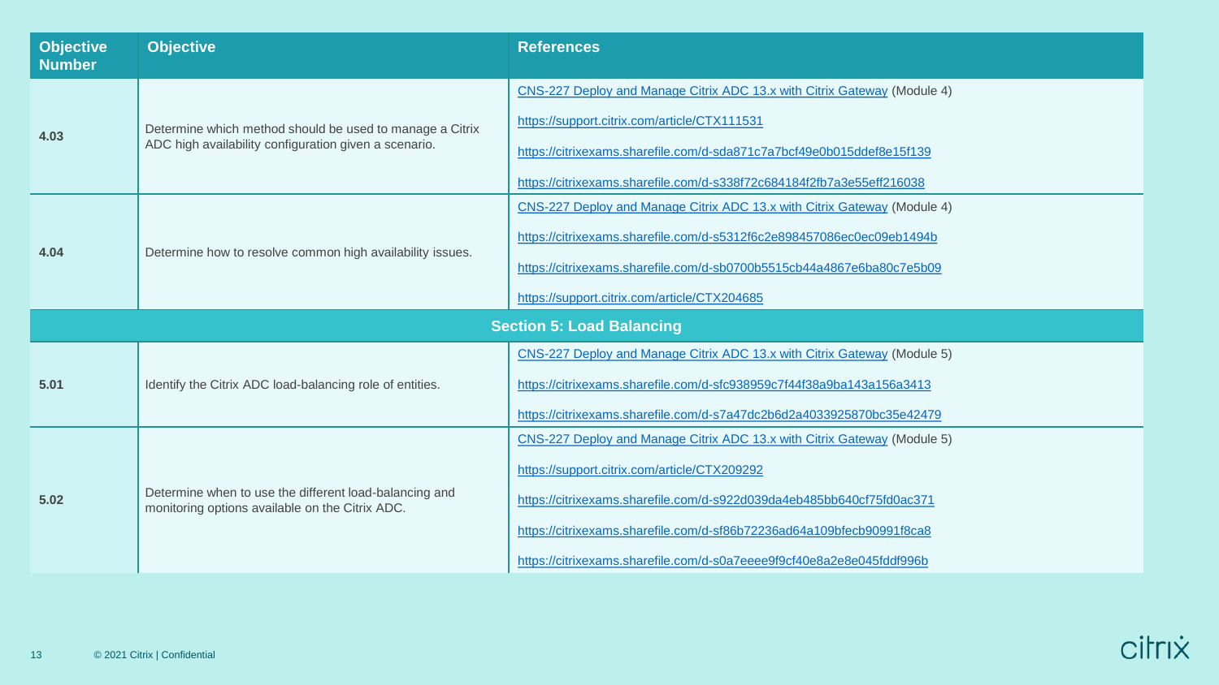| Objective Number | Objective | References |
|---|---|---|
| 4.03 | Determine which method should be used to manage a Citrix ADC high availability configuration given a scenario. | CNS-227 Deploy and Manage Citrix ADC 13.x with Citrix Gateway (Module 4)<br>https://support.citrix.com/article/CTX111531<br>https://citrixexams.sharefile.com/d-sda871c7a7bcf49e0b015ddef8e15f139<br>https://citrixexams.sharefile.com/d-s338f72c684184f2fb7a3e55eff216038 |
| 4.04 | Determine how to resolve common high availability issues. | CNS-227 Deploy and Manage Citrix ADC 13.x with Citrix Gateway (Module 4)<br>https://citrixexams.sharefile.com/d-s5312f6c2e898457086ec0ec09eb1494b<br>https://citrixexams.sharefile.com/d-sb0700b5515cb44a4867e6ba80c7e5b09<br>https://support.citrix.com/article/CTX204685 |
| **Section 5: Load Balancing** | | |
| 5.01 | Identify the Citrix ADC load-balancing role of entities. | CNS-227 Deploy and Manage Citrix ADC 13.x with Citrix Gateway (Module 5)<br>https://citrixexams.sharefile.com/d-sfc938959c7f44f38a9ba143a156a3413<br>https://citrixexams.sharefile.com/d-s7a47dc2b6d2a4033925870bc35e42479 |
| 5.02 | Determine when to use the different load-balancing and monitoring options available on the Citrix ADC. | CNS-227 Deploy and Manage Citrix ADC 13.x with Citrix Gateway (Module 5)<br>https://support.citrix.com/article/CTX209292<br>https://citrixexams.sharefile.com/d-s922d039da4eb485bb640cf75fd0ac371<br>https://citrixexams.sharefile.com/d-sf86b72236ad64a109bfecb90991f8ca8<br>https://citrixexams.sharefile.com/d-s0a7eeee9f9cf40e8a2e8e045fddf996b |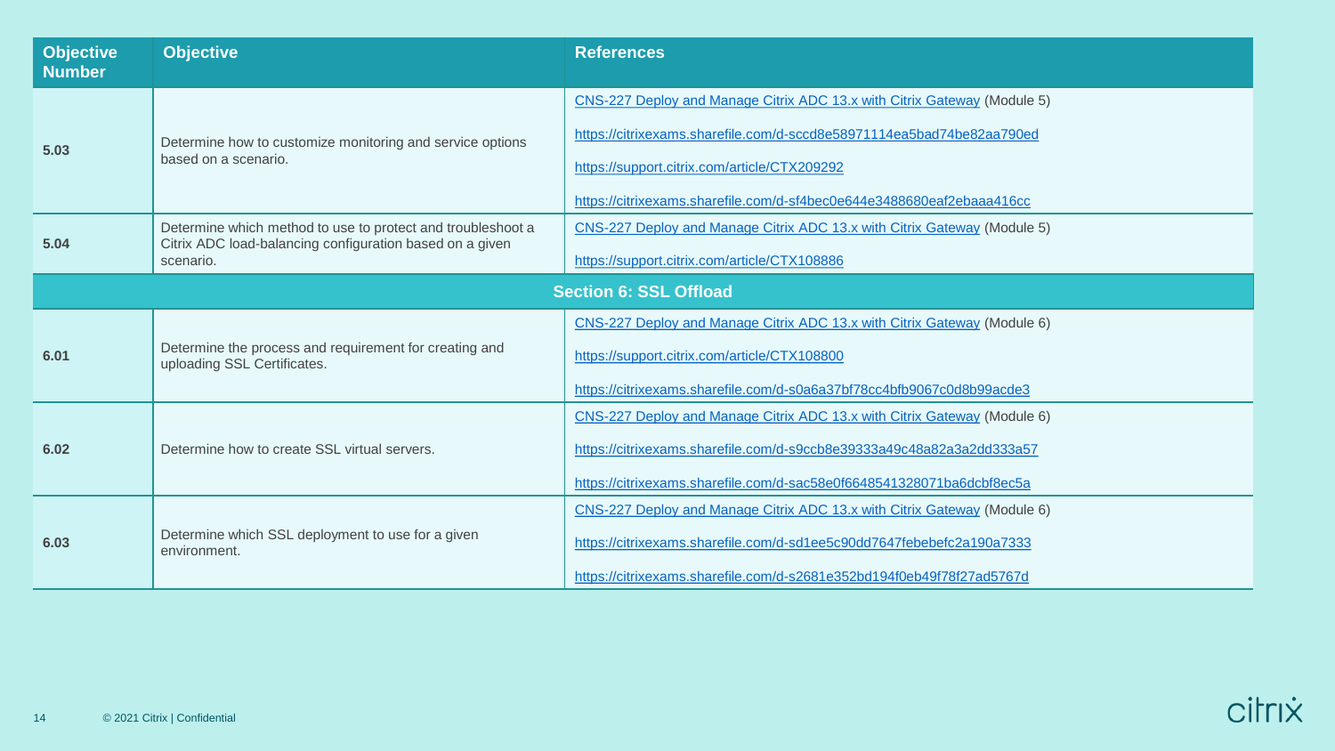| Objective Number | Objective | References |
| --- | --- | --- |
| 5.03 | Determine how to customize monitoring and service options based on a scenario. | CNS-227 Deploy and Manage Citrix ADC 13.x with Citrix Gateway (Module 5)<br>https://citrixexams.sharefile.com/d-sccd8e58971114ea5bad74be82aa790ed<br>https://support.citrix.com/article/CTX209292<br>https://citrixexams.sharefile.com/d-sf4bec0e644e3488680eaf2ebaaa416cc |
| 5.04 | Determine which method to use to protect and troubleshoot a Citrix ADC load-balancing configuration based on a given scenario. | CNS-227 Deploy and Manage Citrix ADC 13.x with Citrix Gateway (Module 5)<br>https://support.citrix.com/article/CTX108886 |
| **Section 6: SSL Offload** | | |
| 6.01 | Determine the process and requirement for creating and uploading SSL Certificates. | CNS-227 Deploy and Manage Citrix ADC 13.x with Citrix Gateway (Module 6)<br>https://support.citrix.com/article/CTX108800<br>https://citrixexams.sharefile.com/d-s0a6a37bf78cc4bfb9067c0d8b99acde3 |
| 6.02 | Determine how to create SSL virtual servers. | CNS-227 Deploy and Manage Citrix ADC 13.x with Citrix Gateway (Module 6)<br>https://citrixexams.sharefile.com/d-s9ccb8e39333a49c48a82a3a2dd333a57<br>https://citrixexams.sharefile.com/d-sac58e0f6648541328071ba6dcbf8ec5a |
| 6.03 | Determine which SSL deployment to use for a given environment. | CNS-227 Deploy and Manage Citrix ADC 13.x with Citrix Gateway (Module 6)<br>https://citrixexams.sharefile.com/d-sd1ee5c90dd7647febebefc2a190a7333<br>https://citrixexams.sharefile.com/d-s2681e352bd194f0eb49f78f27ad5767d |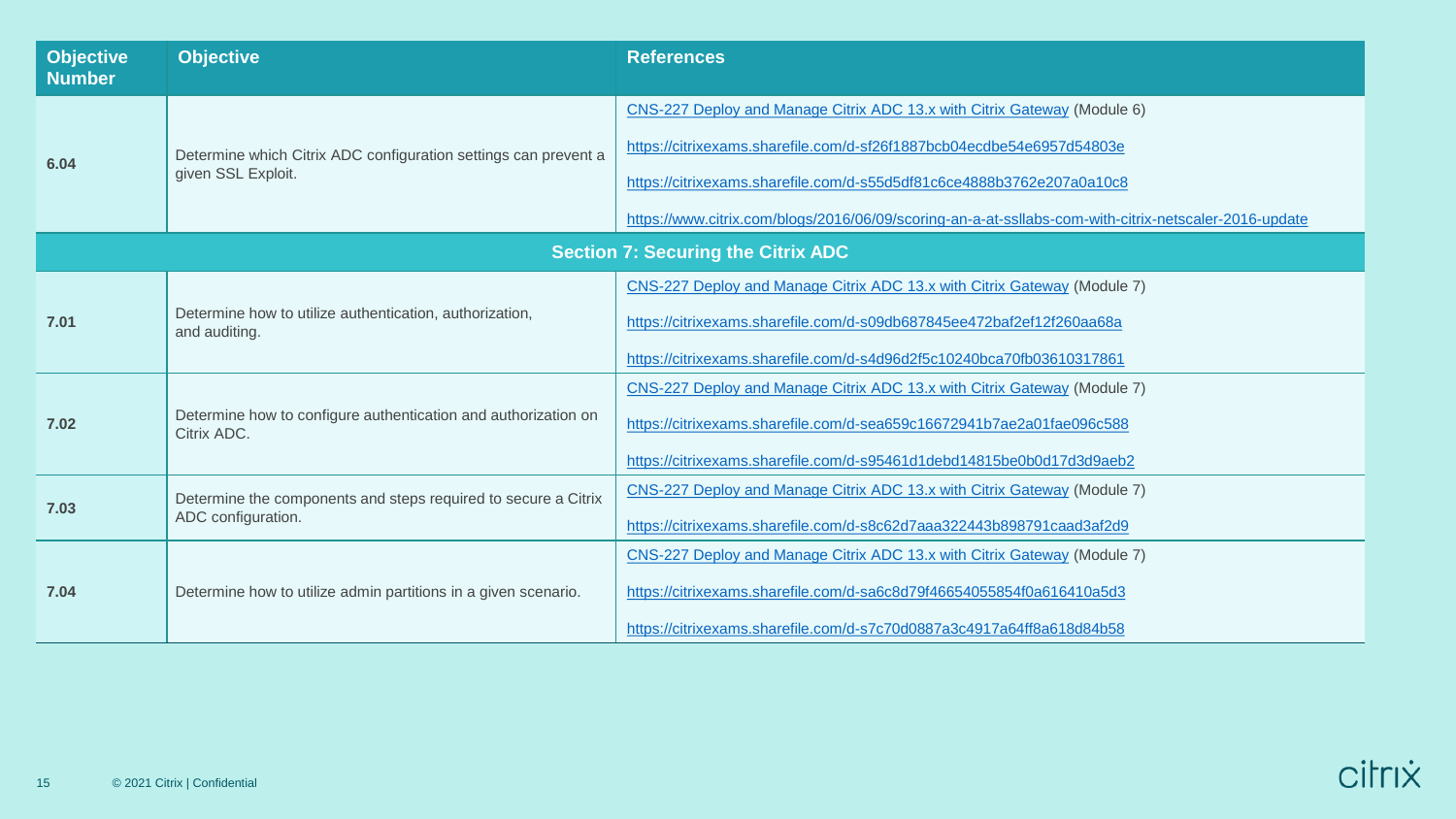| Objective Number | Objective | References |
|---|---|---|
| 6.04 | Determine which Citrix ADC configuration settings can prevent a given SSL Exploit. | CNS-227 Deploy and Manage Citrix ADC 13.x with Citrix Gateway (Module 6)<br>https://citrixexams.sharefile.com/d-sf26f1887bcb04ecdbe54e6957d54803e<br>https://citrixexams.sharefile.com/d-s55d5df81c6ce4888b3762e207a0a10c8<br>https://www.citrix.com/blogs/2016/06/09/scoring-an-a-at-ssllabs-com-with-citrix-netscaler-2016-update |
| **Section 7: Securing the Citrix ADC** | | |
| 7.01 | Determine how to utilize authentication, authorization, and auditing. | CNS-227 Deploy and Manage Citrix ADC 13.x with Citrix Gateway (Module 7)<br>https://citrixexams.sharefile.com/d-s09db687845ee472baf2ef12f260aa68a<br>https://citrixexams.sharefile.com/d-s4d96d2f5c10240bca70fb03610317861 |
| 7.02 | Determine how to configure authentication and authorization on Citrix ADC. | CNS-227 Deploy and Manage Citrix ADC 13.x with Citrix Gateway (Module 7)<br>https://citrixexams.sharefile.com/d-sea659c16672941b7ae2a01fae096c588<br>https://citrixexams.sharefile.com/d-s95461d1debd14815be0b0d17d3d9aeb2 |
| 7.03 | Determine the components and steps required to secure a Citrix ADC configuration. | CNS-227 Deploy and Manage Citrix ADC 13.x with Citrix Gateway (Module 7)<br>https://citrixexams.sharefile.com/d-s8c62d7aaa322443b898791caad3af2d9 |
| 7.04 | Determine how to utilize admin partitions in a given scenario. | CNS-227 Deploy and Manage Citrix ADC 13.x with Citrix Gateway (Module 7)<br>https://citrixexams.sharefile.com/d-sa6c8d79f46654055854f0a616410a5d3<br>https://citrixexams.sharefile.com/d-s7c70d0887a3c4917a64ff8a618d84b58 |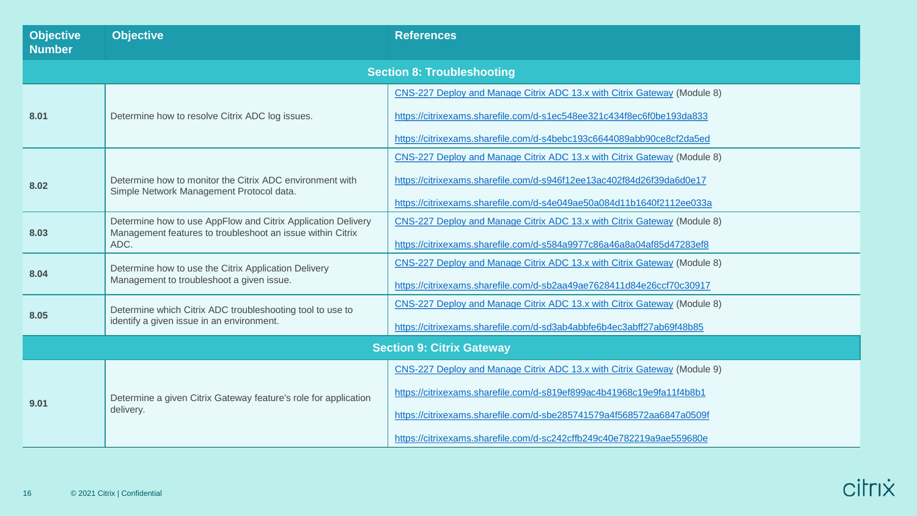| Objective Number | Objective | References |
|---|---|---|
| **Section 8: Troubleshooting** | | |
| 8.01 | Determine how to resolve Citrix ADC log issues. | CNS-227 Deploy and Manage Citrix ADC 13.x with Citrix Gateway (Module 8)<br>https://citrixexams.sharefile.com/d-s1ec548ee321c434f8ec6f0be193da833<br>https://citrixexams.sharefile.com/d-s4bebc193c6644089abb90ce8cf2da5ed |
| 8.02 | Determine how to monitor the Citrix ADC environment with Simple Network Management Protocol data. | CNS-227 Deploy and Manage Citrix ADC 13.x with Citrix Gateway (Module 8)<br>https://citrixexams.sharefile.com/d-s946f12ee13ac402f84d26f39da6d0e17<br>https://citrixexams.sharefile.com/d-s4e049ae50a084d11b1640f2112ee033a |
| 8.03 | Determine how to use AppFlow and Citrix Application Delivery Management features to troubleshoot an issue within Citrix ADC. | CNS-227 Deploy and Manage Citrix ADC 13.x with Citrix Gateway (Module 8)<br>https://citrixexams.sharefile.com/d-s584a9977c86a46a8a04af85d47283ef8 |
| 8.04 | Determine how to use the Citrix Application Delivery Management to troubleshoot a given issue. | CNS-227 Deploy and Manage Citrix ADC 13.x with Citrix Gateway (Module 8)<br>https://citrixexams.sharefile.com/d-sb2aa49ae7628411d84e26ccf70c30917 |
| 8.05 | Determine which Citrix ADC troubleshooting tool to use to identify a given issue in an environment. | CNS-227 Deploy and Manage Citrix ADC 13.x with Citrix Gateway (Module 8)<br>https://citrixexams.sharefile.com/d-sd3ab4abbfe6b4ec3abff27ab69f48b85 |
| **Section 9: Citrix Gateway** | | |
| 9.01 | Determine a given Citrix Gateway feature's role for application delivery. | CNS-227 Deploy and Manage Citrix ADC 13.x with Citrix Gateway (Module 9)<br>https://citrixexams.sharefile.com/d-s819ef899ac4b41968c19e9fa11f4b8b1<br>https://citrixexams.sharefile.com/d-sbe285741579a4f568572aa6847a0509f<br>https://citrixexams.sharefile.com/d-sc242cffb249c40e782219a9ae559680e |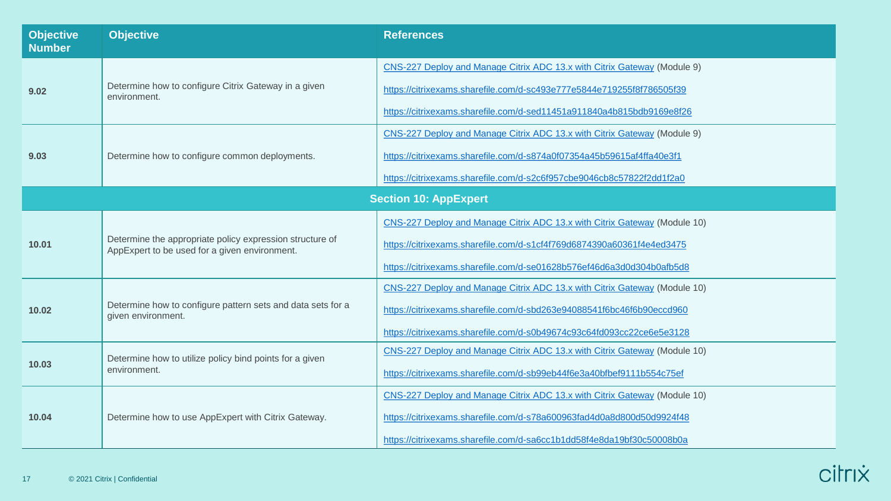| Objective Number | Objective | References |
|---|---|---|
| 9.02 | Determine how to configure Citrix Gateway in a given environment. | CNS-227 Deploy and Manage Citrix ADC 13.x with Citrix Gateway (Module 9)<br>https://citrixexams.sharefile.com/d-sc493e777e5844e719255f8f786505f39<br>https://citrixexams.sharefile.com/d-sed11451a911840a4b815bdb9169e8f26 |
| 9.03 | Determine how to configure common deployments. | CNS-227 Deploy and Manage Citrix ADC 13.x with Citrix Gateway (Module 9)<br>https://citrixexams.sharefile.com/d-s874a0f07354a45b59615af4ffa40e3f1<br>https://citrixexams.sharefile.com/d-s2c6f957cbe9046cb8c57822f2dd1f2a0 |
| **Section 10: AppExpert** | | |
| 10.01 | Determine the appropriate policy expression structure of AppExpert to be used for a given environment. | CNS-227 Deploy and Manage Citrix ADC 13.x with Citrix Gateway (Module 10)<br>https://citrixexams.sharefile.com/d-s1cf4f769d6874390a60361f4e4ed3475<br>https://citrixexams.sharefile.com/d-se01628b576ef46d6a3d0d304b0afb5d8 |
| 10.02 | Determine how to configure pattern sets and data sets for a given environment. | CNS-227 Deploy and Manage Citrix ADC 13.x with Citrix Gateway (Module 10)<br>https://citrixexams.sharefile.com/d-sbd263e94088541f6bc46f6b90eccd960<br>https://citrixexams.sharefile.com/d-s0b49674c93c64fd093cc22ce6e5e3128 |
| 10.03 | Determine how to utilize policy bind points for a given environment. | CNS-227 Deploy and Manage Citrix ADC 13.x with Citrix Gateway (Module 10)<br>https://citrixexams.sharefile.com/d-sb99eb44f6e3a40bfbef9111b554c75ef |
| 10.04 | Determine how to use AppExpert with Citrix Gateway. | CNS-227 Deploy and Manage Citrix ADC 13.x with Citrix Gateway (Module 10)<br>https://citrixexams.sharefile.com/d-s78a600963fad4d0a8d800d50d9924f48<br>https://citrixexams.sharefile.com/d-sa6cc1b1dd58f4e8da19bf30c50008b0a |

© 2021 Citrix | Confidential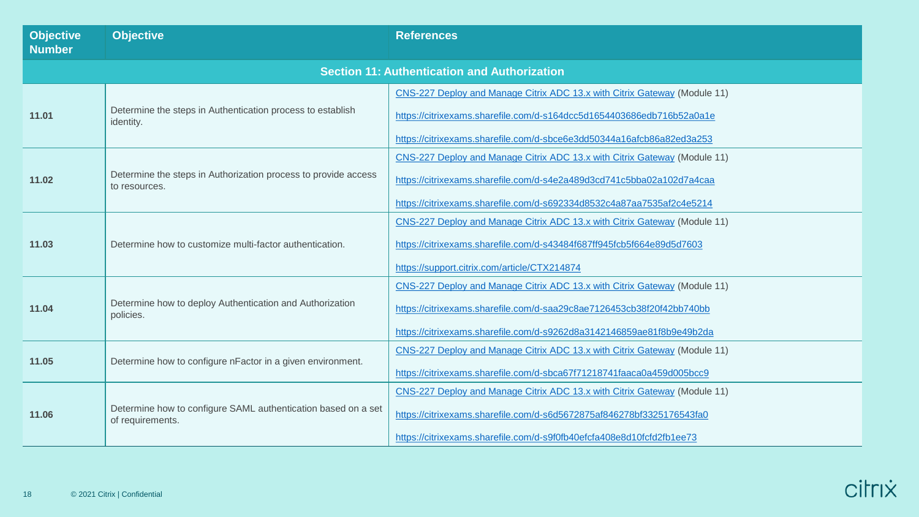| Objective Number | Objective | References |
|---|---|---|
| **Section 11: Authentication and Authorization** | | |
| **11.01** | Determine the steps in Authentication process to establish identity. | CNS-227 Deploy and Manage Citrix ADC 13.x with Citrix Gateway (Module 11)<br>https://citrixexams.sharefile.com/d-s164dcc5d1654403686edb716b52a0a1e<br>https://citrixexams.sharefile.com/d-sbce6e3dd50344a16afcb86a82ed3a253 |
| **11.02** | Determine the steps in Authorization process to provide access to resources. | CNS-227 Deploy and Manage Citrix ADC 13.x with Citrix Gateway (Module 11)<br>https://citrixexams.sharefile.com/d-s4e2a489d3cd741c5bba02a102d7a4caa<br>https://citrixexams.sharefile.com/d-s692334d8532c4a87aa7535af2c4e5214 |
| **11.03** | Determine how to customize multi-factor authentication. | CNS-227 Deploy and Manage Citrix ADC 13.x with Citrix Gateway (Module 11)<br>https://citrixexams.sharefile.com/d-s43484f687ff945fcb5f664e89d5d7603<br>https://support.citrix.com/article/CTX214874 |
| **11.04** | Determine how to deploy Authentication and Authorization policies. | CNS-227 Deploy and Manage Citrix ADC 13.x with Citrix Gateway (Module 11)<br>https://citrixexams.sharefile.com/d-saa29c8ae7126453cb38f20f42bb740bb<br>https://citrixexams.sharefile.com/d-s9262d8a3142146859ae81f8b9e49b2da |
| **11.05** | Determine how to configure nFactor in a given environment. | CNS-227 Deploy and Manage Citrix ADC 13.x with Citrix Gateway (Module 11)<br>https://citrixexams.sharefile.com/d-sbca67f71218741faaca0a459d005bcc9 |
| **11.06** | Determine how to configure SAML authentication based on a set of requirements. | CNS-227 Deploy and Manage Citrix ADC 13.x with Citrix Gateway (Module 11)<br>https://citrixexams.sharefile.com/d-s6d5672875af846278bf3325176543fa0<br>https://citrixexams.sharefile.com/d-s9f0fb40efcfa408e8d10fcfd2fb1ee73 |

© 2021 Citrix | Confidential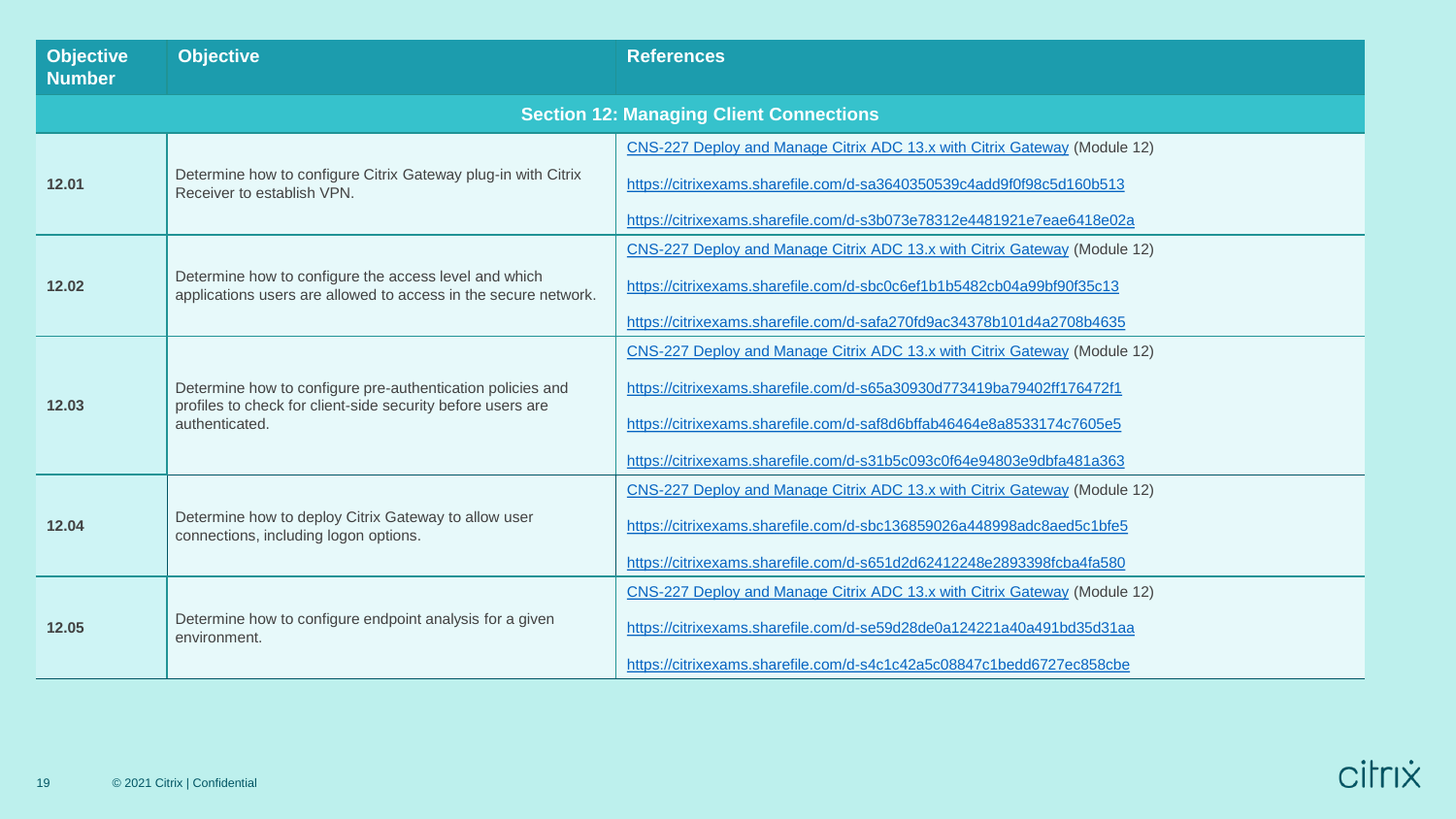| Objective Number | Objective | References |
|---|---|---|
| **Section 12: Managing Client Connections** | | |
| 12.01 | Determine how to configure Citrix Gateway plug-in with Citrix Receiver to establish VPN. | CNS-227 Deploy and Manage Citrix ADC 13.x with Citrix Gateway (Module 12)<br>https://citrixexams.sharefile.com/d-sa3640350539c4add9f0f98c5d160b513<br>https://citrixexams.sharefile.com/d-s3b073e78312e4481921e7eae6418e02a |
| 12.02 | Determine how to configure the access level and which applications users are allowed to access in the secure network. | CNS-227 Deploy and Manage Citrix ADC 13.x with Citrix Gateway (Module 12)<br>https://citrixexams.sharefile.com/d-sbc0c6ef1b1b5482cb04a99bf90f35c13<br>https://citrixexams.sharefile.com/d-safa270fd9ac34378b101d4a2708b4635 |
| 12.03 | Determine how to configure pre-authentication policies and profiles to check for client-side security before users are authenticated. | CNS-227 Deploy and Manage Citrix ADC 13.x with Citrix Gateway (Module 12)<br>https://citrixexams.sharefile.com/d-s65a30930d773419ba79402ff176472f1<br>https://citrixexams.sharefile.com/d-saf8d6bffab46464e8a8533174c7605e5<br>https://citrixexams.sharefile.com/d-s31b5c093c0f64e94803e9dbfa481a363 |
| 12.04 | Determine how to deploy Citrix Gateway to allow user connections, including logon options. | CNS-227 Deploy and Manage Citrix ADC 13.x with Citrix Gateway (Module 12)<br>https://citrixexams.sharefile.com/d-sbc136859026a448998adc8aed5c1bfe5<br>https://citrixexams.sharefile.com/d-s651d2d62412248e2893398fcba4fa580 |
| 12.05 | Determine how to configure endpoint analysis for a given environment. | CNS-227 Deploy and Manage Citrix ADC 13.x with Citrix Gateway (Module 12)<br>https://citrixexams.sharefile.com/d-se59d28de0a124221a40a491bd35d31aa<br>https://citrixexams.sharefile.com/d-s4c1c42a5c08847c1bedd6727ec858cbe |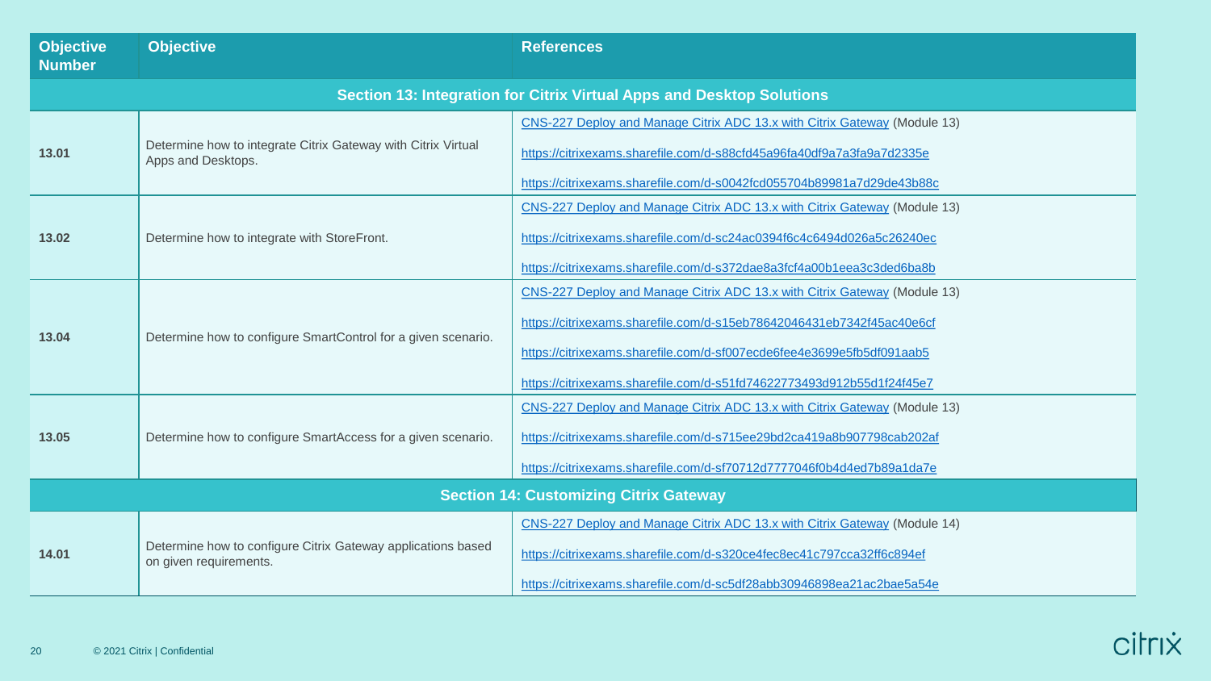| Objective Number | Objective | References |
|---|---|---|
| **Section 13: Integration for Citrix Virtual Apps and Desktop Solutions** | | |
| 13.01 | Determine how to integrate Citrix Gateway with Citrix Virtual Apps and Desktops. | CNS-227 Deploy and Manage Citrix ADC 13.x with Citrix Gateway (Module 13)<br>https://citrixexams.sharefile.com/d-s88cfd45a96fa40df9a7a3fa9a7d2335e<br>https://citrixexams.sharefile.com/d-s0042fcd055704b89981a7d29de43b88c |
| 13.02 | Determine how to integrate with StoreFront. | CNS-227 Deploy and Manage Citrix ADC 13.x with Citrix Gateway (Module 13)<br>https://citrixexams.sharefile.com/d-sc24ac0394f6c4c6494d026a5c26240ec<br>https://citrixexams.sharefile.com/d-s372dae8a3fcf4a00b1eea3c3ded6ba8b |
| 13.04 | Determine how to configure SmartControl for a given scenario. | CNS-227 Deploy and Manage Citrix ADC 13.x with Citrix Gateway (Module 13)<br>https://citrixexams.sharefile.com/d-s15eb78642046431eb7342f45ac40e6cf<br>https://citrixexams.sharefile.com/d-sf007ecde6fee4e3699e5fb5df091aab5<br>https://citrixexams.sharefile.com/d-s51fd74622773493d912b55d1f24f45e7 |
| 13.05 | Determine how to configure SmartAccess for a given scenario. | CNS-227 Deploy and Manage Citrix ADC 13.x with Citrix Gateway (Module 13)<br>https://citrixexams.sharefile.com/d-s715ee29bd2ca419a8b907798cab202af<br>https://citrixexams.sharefile.com/d-sf70712d7777046f0b4d4ed7b89a1da7e |
| **Section 14: Customizing Citrix Gateway** | | |
| 14.01 | Determine how to configure Citrix Gateway applications based on given requirements. | CNS-227 Deploy and Manage Citrix ADC 13.x with Citrix Gateway (Module 14)<br>https://citrixexams.sharefile.com/d-s320ce4fec8ec41c797cca32ff6c894ef<br>https://citrixexams.sharefile.com/d-sc5df28abb30946898ea21ac2bae5a54e |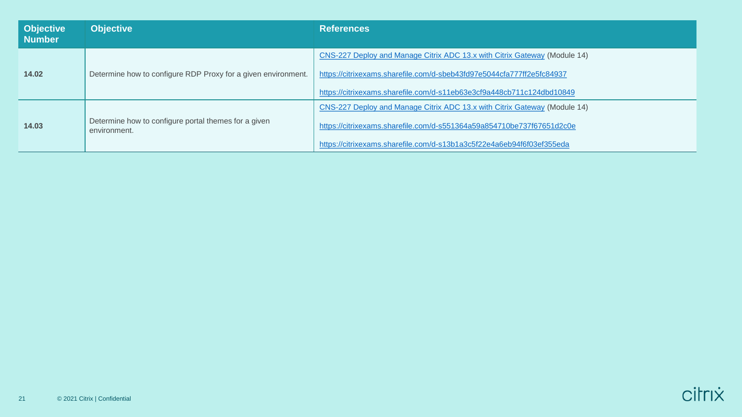| Objective Number | Objective | References |
|---|---|---|
| **14.02** | Determine how to configure RDP Proxy for a given environment. | CNS-227 Deploy and Manage Citrix ADC 13.x with Citrix Gateway (Module 14)<br>https://citrixexams.sharefile.com/d-sbeb43fd97e5044cfa777ff2e5fc84937<br>https://citrixexams.sharefile.com/d-s11eb63e3cf9a448cb711c124dbd10849 |
| **14.03** | Determine how to configure portal themes for a given environment. | CNS-227 Deploy and Manage Citrix ADC 13.x with Citrix Gateway (Module 14)<br>https://citrixexams.sharefile.com/d-s551364a59a854710be737f67651d2c0e<br>https://citrixexams.sharefile.com/d-s13b1a3c5f22e4a6eb94f6f03ef355eda |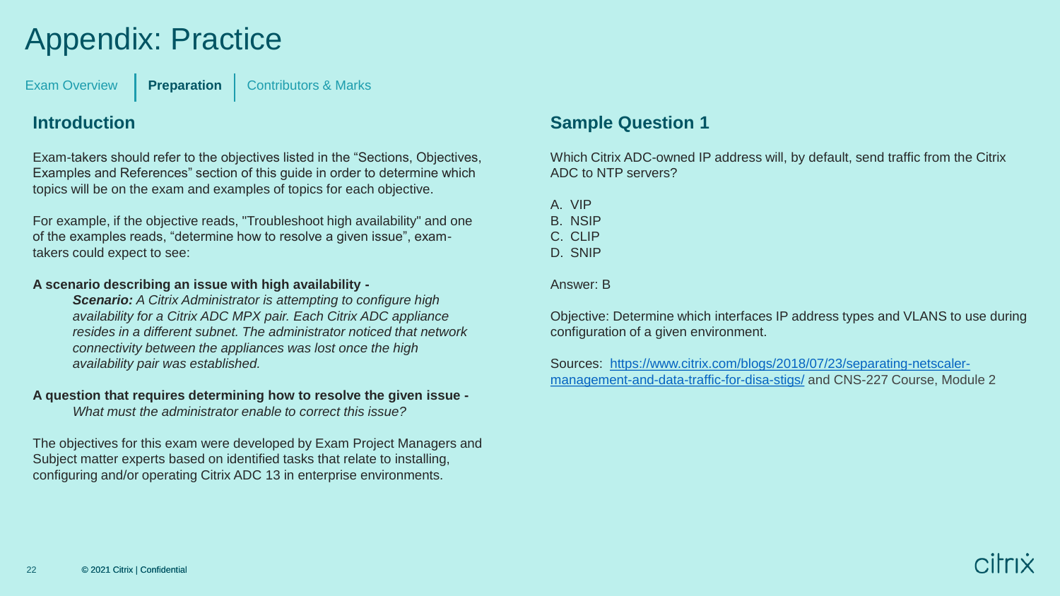# Appendix: Practice

Exam Overview | **Preparation** | Contributors & Marks

## Introduction

Exam-takers should refer to the objectives listed in the "Sections, Objectives, Examples and References" section of this guide in order to determine which topics will be on the exam and examples of topics for each objective.

For example, if the objective reads, "Troubleshoot high availability" and one of the examples reads, "determine how to resolve a given issue", exam-takers could expect to see:

**A scenario describing an issue with high availability -**

> ***Scenario:*** *A Citrix Administrator is attempting to configure high availability for a Citrix ADC MPX pair. Each Citrix ADC appliance resides in a different subnet. The administrator noticed that network connectivity between the appliances was lost once the high availability pair was established.*

**A question that requires determining how to resolve the given issue -**

> *What must the administrator enable to correct this issue?*

The objectives for this exam were developed by Exam Project Managers and Subject matter experts based on identified tasks that relate to installing, configuring and/or operating Citrix ADC 13 in enterprise environments.

## Sample Question 1

Which Citrix ADC-owned IP address will, by default, send traffic from the Citrix ADC to NTP servers?

A. VIP
B. NSIP
C. CLIP
D. SNIP

Answer: B

Objective: Determine which interfaces IP address types and VLANS to use during configuration of a given environment.

Sources: [https://www.citrix.com/blogs/2018/07/23/separating-netscaler-management-and-data-traffic-for-disa-stigs/](https://www.citrix.com/blogs/2018/07/23/separating-netscaler-management-and-data-traffic-for-disa-stigs/) and CNS-227 Course, Module 2

© 2021 Citrix | Confidential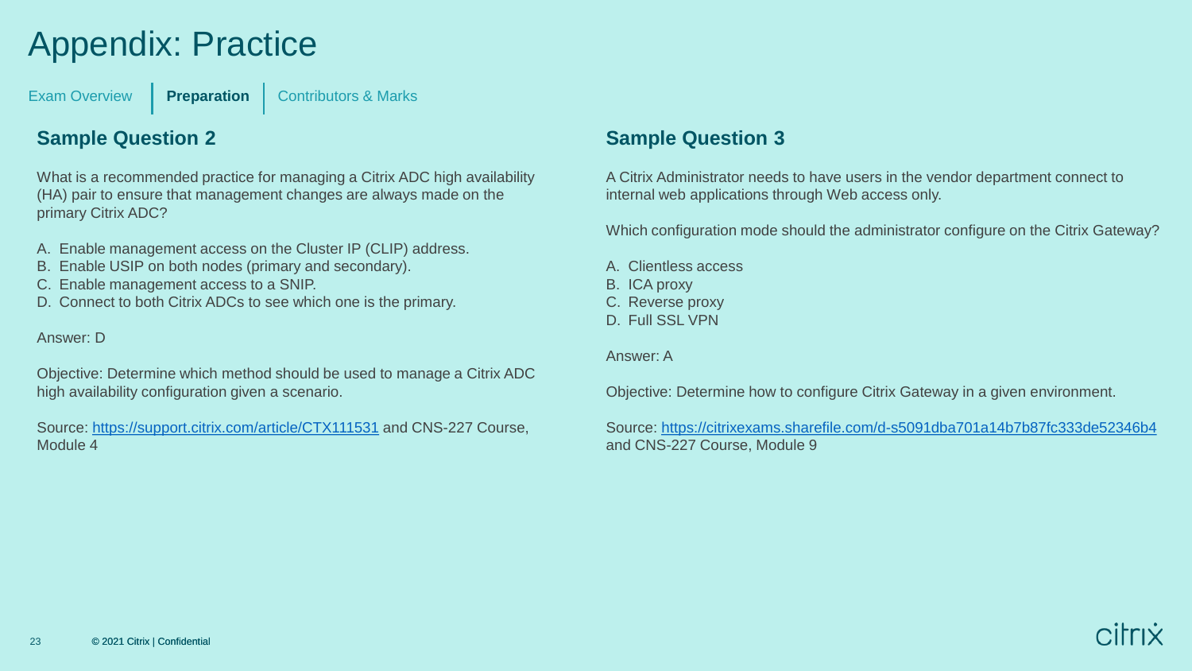# Appendix: Practice

Exam Overview | **Preparation** | Contributors & Marks

## Sample Question 2

What is a recommended practice for managing a Citrix ADC high availability (HA) pair to ensure that management changes are always made on the primary Citrix ADC?

A. Enable management access on the Cluster IP (CLIP) address.
B. Enable USIP on both nodes (primary and secondary).
C. Enable management access to a SNIP.
D. Connect to both Citrix ADCs to see which one is the primary.

Answer: D

Objective: Determine which method should be used to manage a Citrix ADC high availability configuration given a scenario.

Source: https://support.citrix.com/article/CTX111531 and CNS-227 Course, Module 4

## Sample Question 3

A Citrix Administrator needs to have users in the vendor department connect to internal web applications through Web access only.

Which configuration mode should the administrator configure on the Citrix Gateway?

A. Clientless access
B. ICA proxy
C. Reverse proxy
D. Full SSL VPN

Answer: A

Objective: Determine how to configure Citrix Gateway in a given environment.

Source: https://citrixexams.sharefile.com/d-s5091dba701a14b7b87fc333de52346b4 and CNS-227 Course, Module 9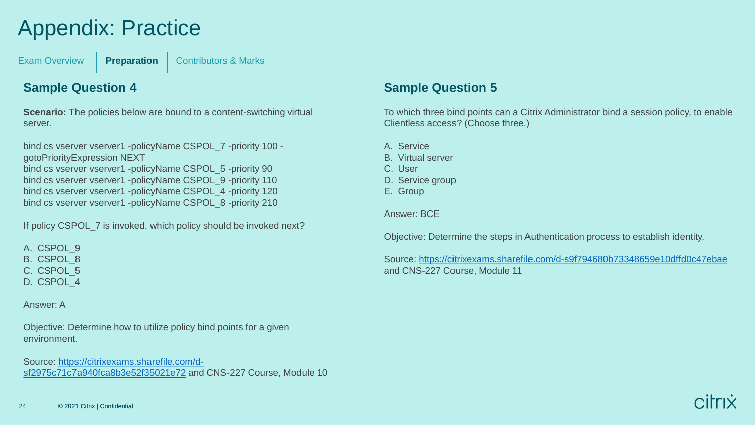# Appendix: Practice

Exam Overview | **Preparation** | Contributors & Marks

## Sample Question 4

**Scenario:** The policies below are bound to a content-switching virtual server.

```
bind cs vserver vserver1 -policyName CSPOL_7 -priority 100 -gotoPriorityExpression NEXT
bind cs vserver vserver1 -policyName CSPOL_5 -priority 90
bind cs vserver vserver1 -policyName CSPOL_9 -priority 110
bind cs vserver vserver1 -policyName CSPOL_4 -priority 120
bind cs vserver vserver1 -policyName CSPOL_8 -priority 210
```

If policy CSPOL_7 is invoked, which policy should be invoked next?

A. CSPOL_9
B. CSPOL_8
C. CSPOL_5
D. CSPOL_4

Answer: A

Objective: Determine how to utilize policy bind points for a given environment.

Source: [https://citrixexams.sharefile.com/d-sf2975c71c7a940fca8b3e52f35021e72](https://citrixexams.sharefile.com/d-sf2975c71c7a940fca8b3e52f35021e72) and CNS-227 Course, Module 10

## Sample Question 5

To which three bind points can a Citrix Administrator bind a session policy, to enable Clientless access? (Choose three.)

A. Service
B. Virtual server
C. User
D. Service group
E. Group

Answer: BCE

Objective: Determine the steps in Authentication process to establish identity.

Source: [https://citrixexams.sharefile.com/d-s9f794680b73348659e10dffd0c47ebae](https://citrixexams.sharefile.com/d-s9f794680b73348659e10dffd0c47ebae) and CNS-227 Course, Module 11

© 2021 Citrix | Confidential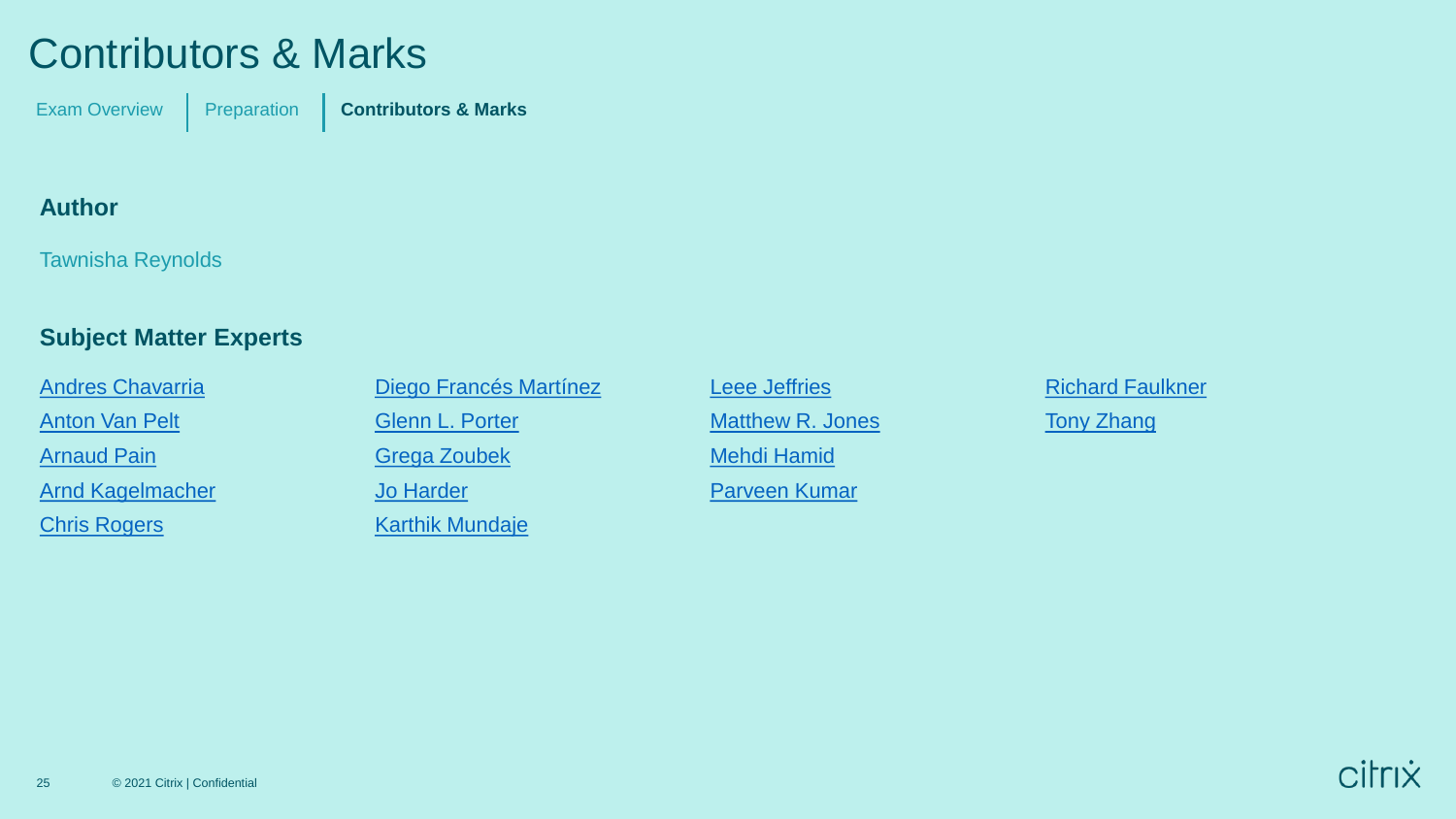# Contributors & Marks

Exam Overview | Preparation | **Contributors & Marks**

## Author

Tawnisha Reynolds

## Subject Matter Experts

- Andres Chavarria
- Anton Van Pelt
- Arnaud Pain
- Arnd Kagelmacher
- Chris Rogers
- Diego Francés Martínez
- Glenn L. Porter
- Grega Zoubek
- Jo Harder
- Karthik Mundaje
- Leee Jeffries
- Matthew R. Jones
- Mehdi Hamid
- Parveen Kumar
- Richard Faulkner
- Tony Zhang

© 2021 Citrix | Confidential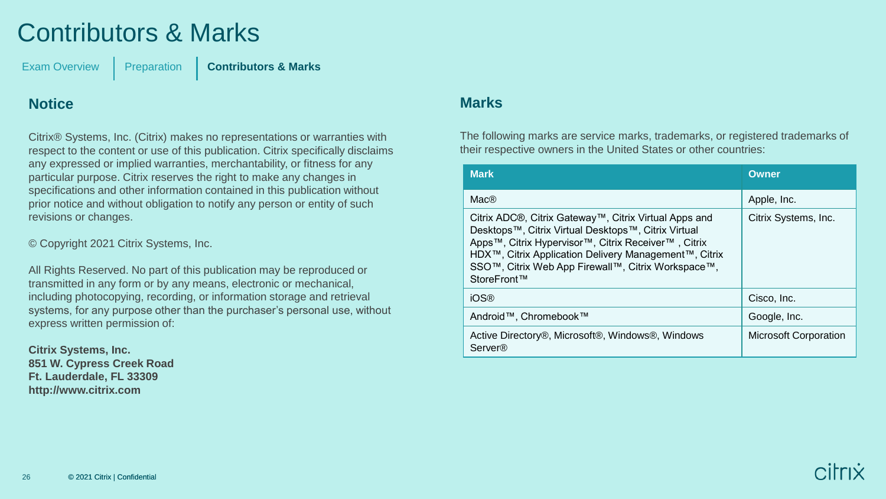# Contributors & Marks

Exam Overview | Preparation | **Contributors & Marks**

## Notice

Citrix® Systems, Inc. (Citrix) makes no representations or warranties with respect to the content or use of this publication. Citrix specifically disclaims any expressed or implied warranties, merchantability, or fitness for any particular purpose. Citrix reserves the right to make any changes in specifications and other information contained in this publication without prior notice and without obligation to notify any person or entity of such revisions or changes.

© Copyright 2021 Citrix Systems, Inc.

All Rights Reserved. No part of this publication may be reproduced or transmitted in any form or by any means, electronic or mechanical, including photocopying, recording, or information storage and retrieval systems, for any purpose other than the purchaser's personal use, without express written permission of:

**Citrix Systems, Inc.**
**851 W. Cypress Creek Road**
**Ft. Lauderdale, FL 33309**
**http://www.citrix.com**

## Marks

The following marks are service marks, trademarks, or registered trademarks of their respective owners in the United States or other countries:

| Mark | Owner |
|---|---|
| Mac® | Apple, Inc. |
| Citrix ADC®, Citrix Gateway™, Citrix Virtual Apps and Desktops™, Citrix Virtual Desktops™, Citrix Virtual Apps™, Citrix Hypervisor™, Citrix Receiver™ , Citrix HDX™, Citrix Application Delivery Management™, Citrix SSO™, Citrix Web App Firewall™, Citrix Workspace™, StoreFront™ | Citrix Systems, Inc. |
| iOS® | Cisco, Inc. |
| Android™, Chromebook™ | Google, Inc. |
| Active Directory®, Microsoft®, Windows®, Windows Server® | Microsoft Corporation |